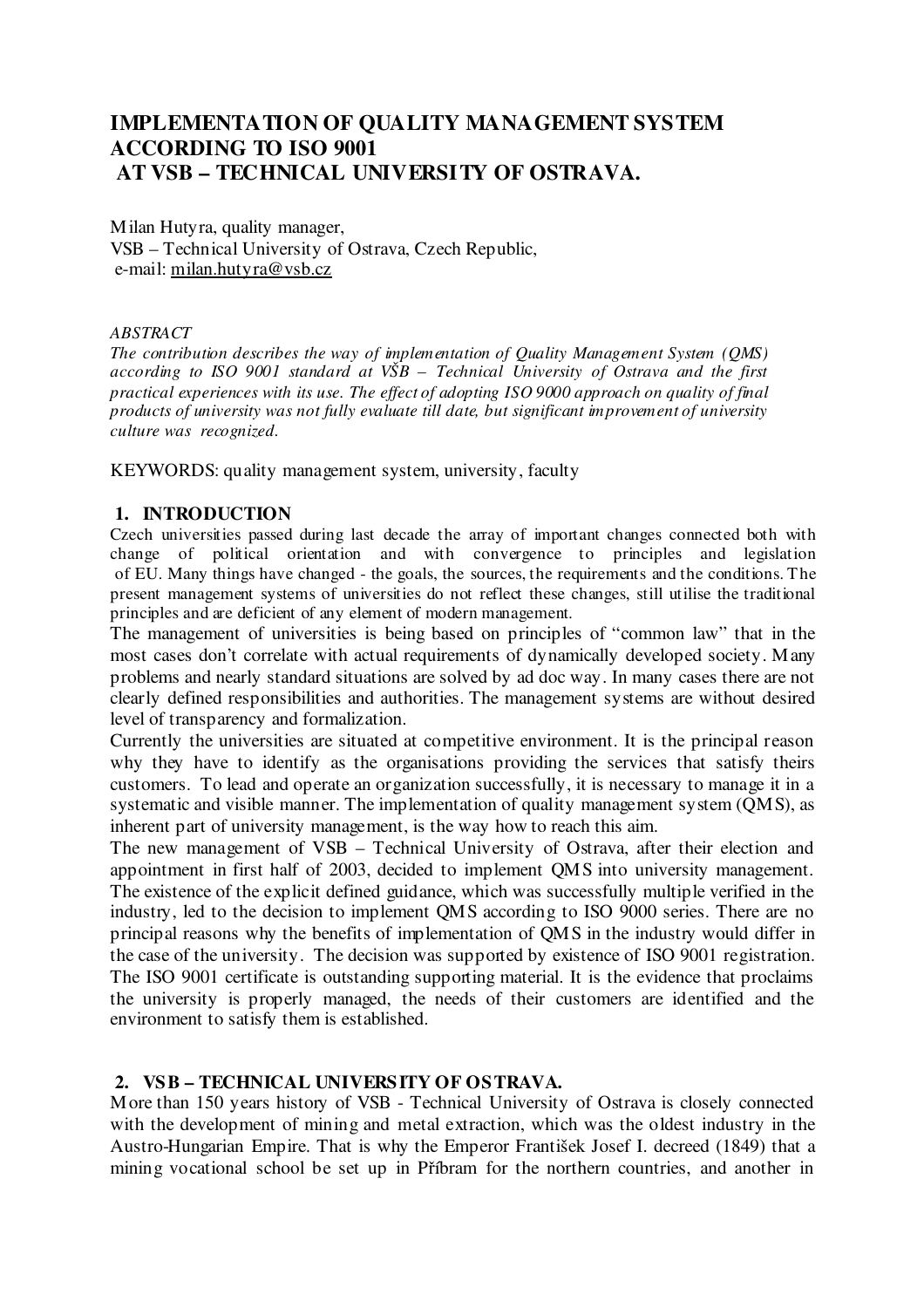# IMPLEMENTATION OF QUALITY MANAGEMENT SYSTEM ACCORDING TO ISO 9001 AT VSB – TECHNICAL UNIVERSITY OF OSTRAVA.

Milan Hutyra, quality manager,
VSB – Technical University of Ostrava, Czech Republic,
e-mail: milan.hutyra@vsb.cz

*ABSTRACT*
*The contribution describes the way of implementation of Quality Management System (QMS) according to ISO 9001 standard at VŠB – Technical University of Ostrava and the first practical experiences with its use. The effect of adopting ISO 9000 approach on quality of final products of university was not fully evaluate till date, but significant improvement of university culture was recognized.*

KEYWORDS: quality management system, university, faculty

## 1. INTRODUCTION

Czech universities passed during last decade the array of important changes connected both with change of political orientation and with convergence to principles and legislation of EU. Many things have changed - the goals, the sources, the requirements and the conditions. The present management systems of universities do not reflect these changes, still utilise the traditional principles and are deficient of any element of modern management.

The management of universities is being based on principles of "common law" that in the most cases don't correlate with actual requirements of dynamically developed society. Many problems and nearly standard situations are solved by ad doc way. In many cases there are not clearly defined responsibilities and authorities. The management systems are without desired level of transparency and formalization.

Currently the universities are situated at competitive environment. It is the principal reason why they have to identify as the organisations providing the services that satisfy theirs customers. To lead and operate an organization successfully, it is necessary to manage it in a systematic and visible manner. The implementation of quality management system (QMS), as inherent part of university management, is the way how to reach this aim.

The new management of VSB – Technical University of Ostrava, after their election and appointment in first half of 2003, decided to implement QMS into university management. The existence of the explicit defined guidance, which was successfully multiple verified in the industry, led to the decision to implement QMS according to ISO 9000 series. There are no principal reasons why the benefits of implementation of QMS in the industry would differ in the case of the university. The decision was supported by existence of ISO 9001 registration. The ISO 9001 certificate is outstanding supporting material. It is the evidence that proclaims the university is properly managed, the needs of their customers are identified and the environment to satisfy them is established.

## 2. VSB – TECHNICAL UNIVERSITY OF OSTRAVA.

More than 150 years history of VSB - Technical University of Ostrava is closely connected with the development of mining and metal extraction, which was the oldest industry in the Austro-Hungarian Empire. That is why the Emperor František Josef I. decreed (1849) that a mining vocational school be set up in Příbram for the northern countries, and another in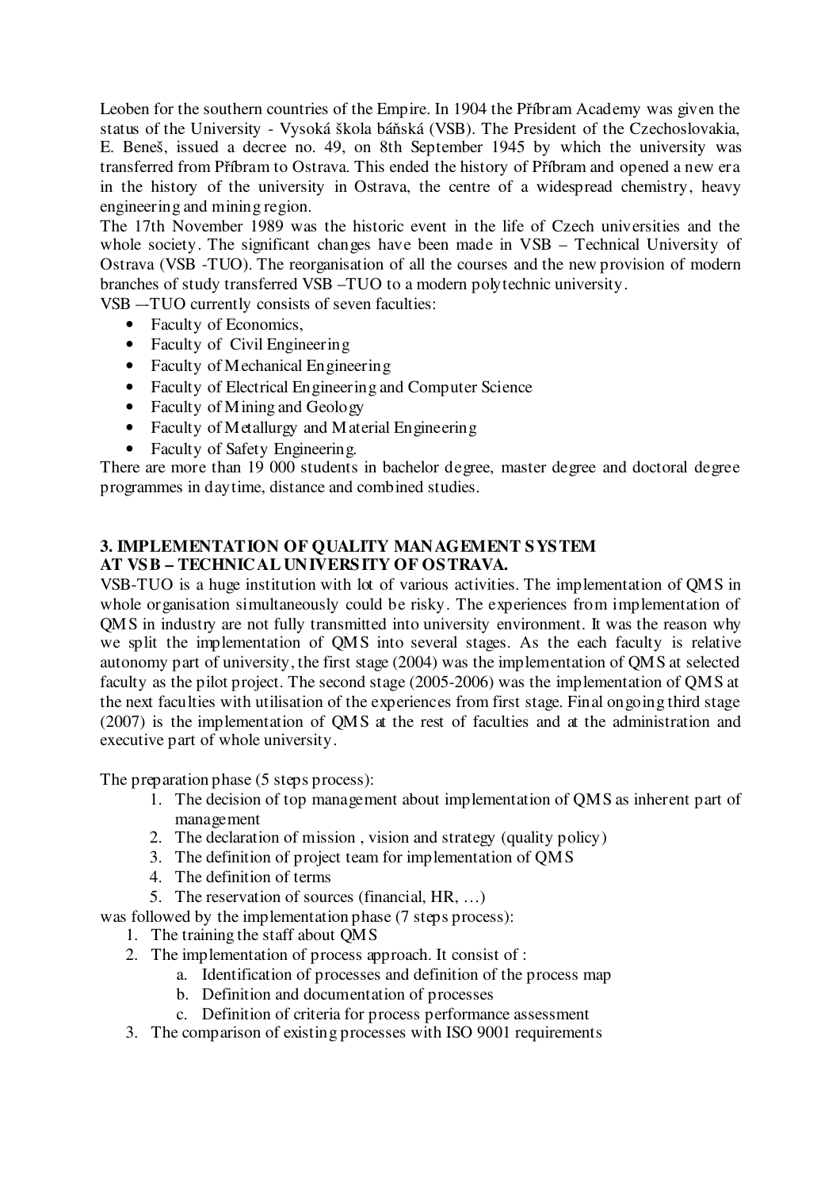Leoben for the southern countries of the Empire. In 1904 the Příbram Academy was given the status of the University - Vysoká škola báňská (VSB). The President of the Czechoslovakia, E. Beneš, issued a decree no. 49, on 8th September 1945 by which the university was transferred from Příbram to Ostrava. This ended the history of Příbram and opened a new era in the history of the university in Ostrava, the centre of a widespread chemistry, heavy engineering and mining region.

The 17th November 1989 was the historic event in the life of Czech universities and the whole society. The significant changes have been made in VSB – Technical University of Ostrava (VSB -TUO). The reorganisation of all the courses and the new provision of modern branches of study transferred VSB –TUO to a modern polytechnic university.

VSB —TUO currently consists of seven faculties:

- Faculty of Economics,
- Faculty of Civil Engineering
- Faculty of Mechanical Engineering
- Faculty of Electrical Engineering and Computer Science
- Faculty of Mining and Geology
- Faculty of Metallurgy and Material Engineering
- Faculty of Safety Engineering.

There are more than 19 000 students in bachelor degree, master degree and doctoral degree programmes in daytime, distance and combined studies.

## 3. IMPLEMENTATION OF QUALITY MANAGEMENT SYSTEM AT VSB – TECHNICAL UNIVERSITY OF OSTRAVA.

VSB-TUO is a huge institution with lot of various activities. The implementation of QMS in whole organisation simultaneously could be risky. The experiences from implementation of QMS in industry are not fully transmitted into university environment. It was the reason why we split the implementation of QMS into several stages. As the each faculty is relative autonomy part of university, the first stage (2004) was the implementation of QMS at selected faculty as the pilot project. The second stage (2005-2006) was the implementation of QMS at the next faculties with utilisation of the experiences from first stage. Final ongoing third stage (2007) is the implementation of QMS at the rest of faculties and at the administration and executive part of whole university.

The preparation phase (5 steps process):

1. The decision of top management about implementation of QMS as inherent part of management
2. The declaration of mission , vision and strategy (quality policy)
3. The definition of project team for implementation of QMS
4. The definition of terms
5. The reservation of sources (financial, HR, …)

was followed by the implementation phase (7 steps process):

1. The training the staff about QMS
2. The implementation of process approach. It consist of :
    a. Identification of processes and definition of the process map
    b. Definition and documentation of processes
    c. Definition of criteria for process performance assessment
3. The comparison of existing processes with ISO 9001 requirements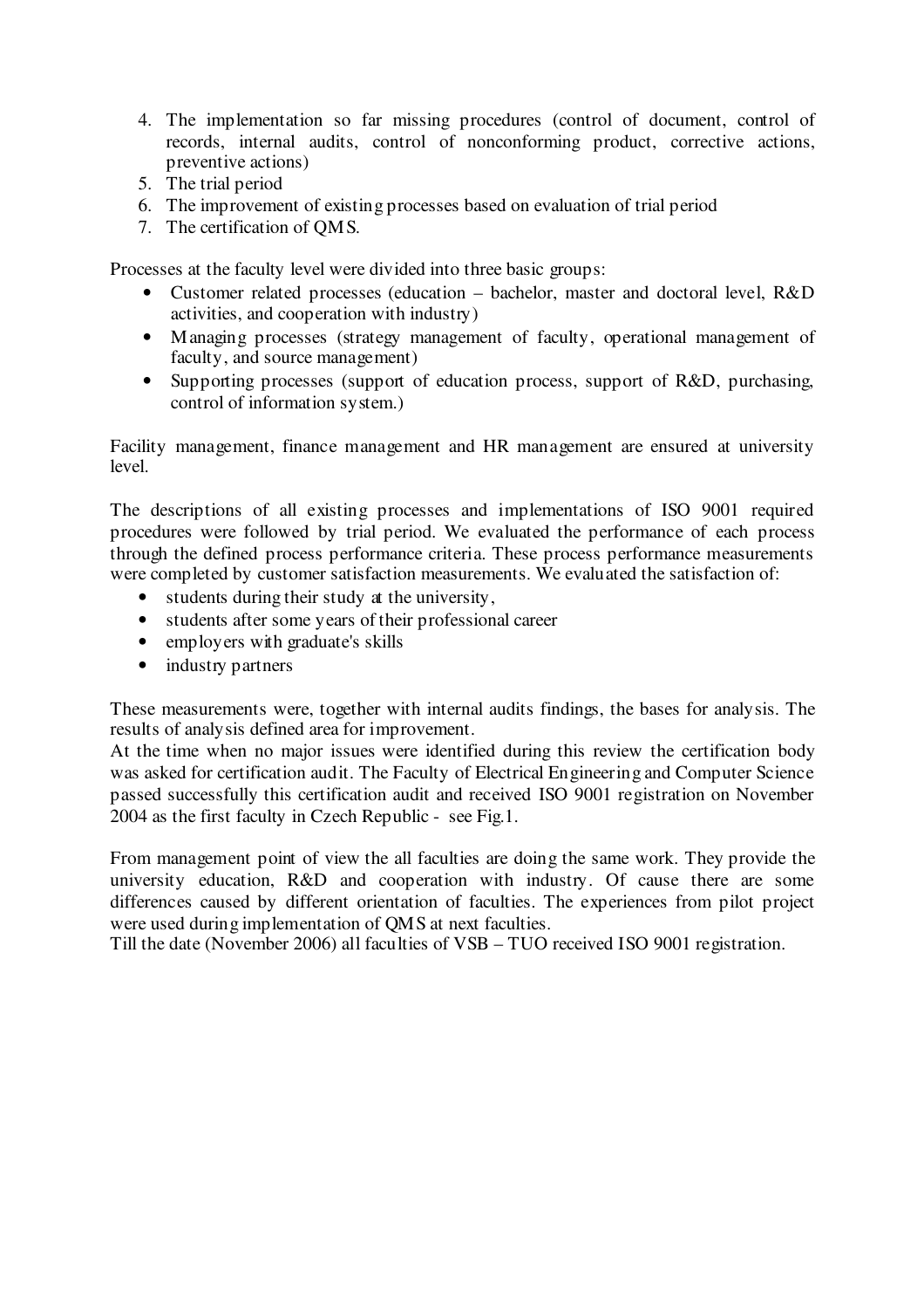4. The implementation so far missing procedures (control of document, control of records, internal audits, control of nonconforming product, corrective actions, preventive actions)
5. The trial period
6. The improvement of existing processes based on evaluation of trial period
7. The certification of QMS.

Processes at the faculty level were divided into three basic groups:

- Customer related processes (education – bachelor, master and doctoral level, R&D activities, and cooperation with industry)
- Managing processes (strategy management of faculty, operational management of faculty, and source management)
- Supporting processes (support of education process, support of R&D, purchasing, control of information system.)

Facility management, finance management and HR management are ensured at university level.

The descriptions of all existing processes and implementations of ISO 9001 required procedures were followed by trial period. We evaluated the performance of each process through the defined process performance criteria. These process performance measurements were completed by customer satisfaction measurements. We evaluated the satisfaction of:

- students during their study at the university,
- students after some years of their professional career
- employers with graduate's skills
- industry partners

These measurements were, together with internal audits findings, the bases for analysis. The results of analysis defined area for improvement.
At the time when no major issues were identified during this review the certification body was asked for certification audit. The Faculty of Electrical Engineering and Computer Science passed successfully this certification audit and received ISO 9001 registration on November 2004 as the first faculty in Czech Republic - see Fig.1.

From management point of view the all faculties are doing the same work. They provide the university education, R&D and cooperation with industry. Of cause there are some differences caused by different orientation of faculties. The experiences from pilot project were used during implementation of QMS at next faculties.
Till the date (November 2006) all faculties of VSB – TUO received ISO 9001 registration.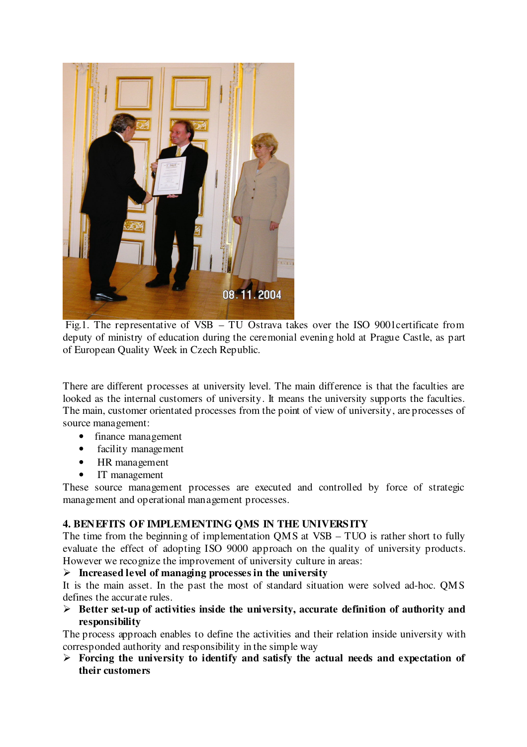Fig.1. The representative of VSB – TU Ostrava takes over the ISO 9001certificate from deputy of ministry of education during the ceremonial evening hold at Prague Castle, as part of European Quality Week in Czech Republic.

There are different processes at university level. The main difference is that the faculties are looked as the internal customers of university. It means the university supports the faculties. The main, customer orientated processes from the point of view of university, are processes of source management:

- finance management
- facility management
- HR management
- IT management

These source management processes are executed and controlled by force of strategic management and operational management processes.

## 4. BENEFITS OF IMPLEMENTING QMS IN THE UNIVERSITY

The time from the beginning of implementation QMS at VSB – TUO is rather short to fully evaluate the effect of adopting ISO 9000 approach on the quality of university products. However we recognize the improvement of university culture in areas:

➢ **Increased level of managing processes in the university**

It is the main asset. In the past the most of standard situation were solved ad-hoc. QMS defines the accurate rules.

➢ **Better set-up of activities inside the university, accurate definition of authority and responsibility**

The process approach enables to define the activities and their relation inside university with corresponded authority and responsibility in the simple way

➢ **Forcing the university to identify and satisfy the actual needs and expectation of their customers**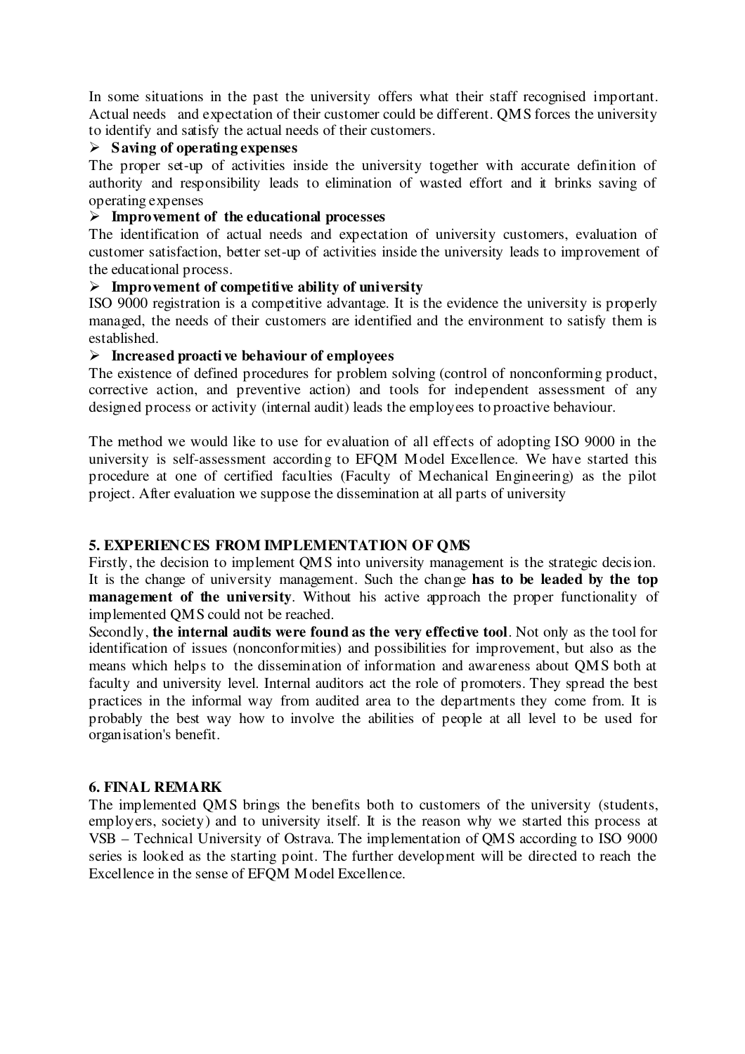In some situations in the past the university offers what their staff recognised important. Actual needs and expectation of their customer could be different. QMS forces the university to identify and satisfy the actual needs of their customers.

- **Saving of operating expenses**

The proper set-up of activities inside the university together with accurate definition of authority and responsibility leads to elimination of wasted effort and it brinks saving of operating expenses

- **Improvement of the educational processes**

The identification of actual needs and expectation of university customers, evaluation of customer satisfaction, better set-up of activities inside the university leads to improvement of the educational process.

- **Improvement of competitive ability of university**

ISO 9000 registration is a competitive advantage. It is the evidence the university is properly managed, the needs of their customers are identified and the environment to satisfy them is established.

- **Increased proactive behaviour of employees**

The existence of defined procedures for problem solving (control of nonconforming product, corrective action, and preventive action) and tools for independent assessment of any designed process or activity (internal audit) leads the employees to proactive behaviour.

The method we would like to use for evaluation of all effects of adopting ISO 9000 in the university is self-assessment according to EFQM Model Excellence. We have started this procedure at one of certified faculties (Faculty of Mechanical Engineering) as the pilot project. After evaluation we suppose the dissemination at all parts of university

## 5. EXPERIENCES FROM IMPLEMENTATION OF QMS

Firstly, the decision to implement QMS into university management is the strategic decision. It is the change of university management. Such the change **has to be leaded by the top management of the university**. Without his active approach the proper functionality of implemented QMS could not be reached.

Secondly, **the internal audits were found as the very effective tool**. Not only as the tool for identification of issues (nonconformities) and possibilities for improvement, but also as the means which helps to the dissemination of information and awareness about QMS both at faculty and university level. Internal auditors act the role of promoters. They spread the best practices in the informal way from audited area to the departments they come from. It is probably the best way how to involve the abilities of people at all level to be used for organisation's benefit.

## 6. FINAL REMARK

The implemented QMS brings the benefits both to customers of the university (students, employers, society) and to university itself. It is the reason why we started this process at VSB – Technical University of Ostrava. The implementation of QMS according to ISO 9000 series is looked as the starting point. The further development will be directed to reach the Excellence in the sense of EFQM Model Excellence.